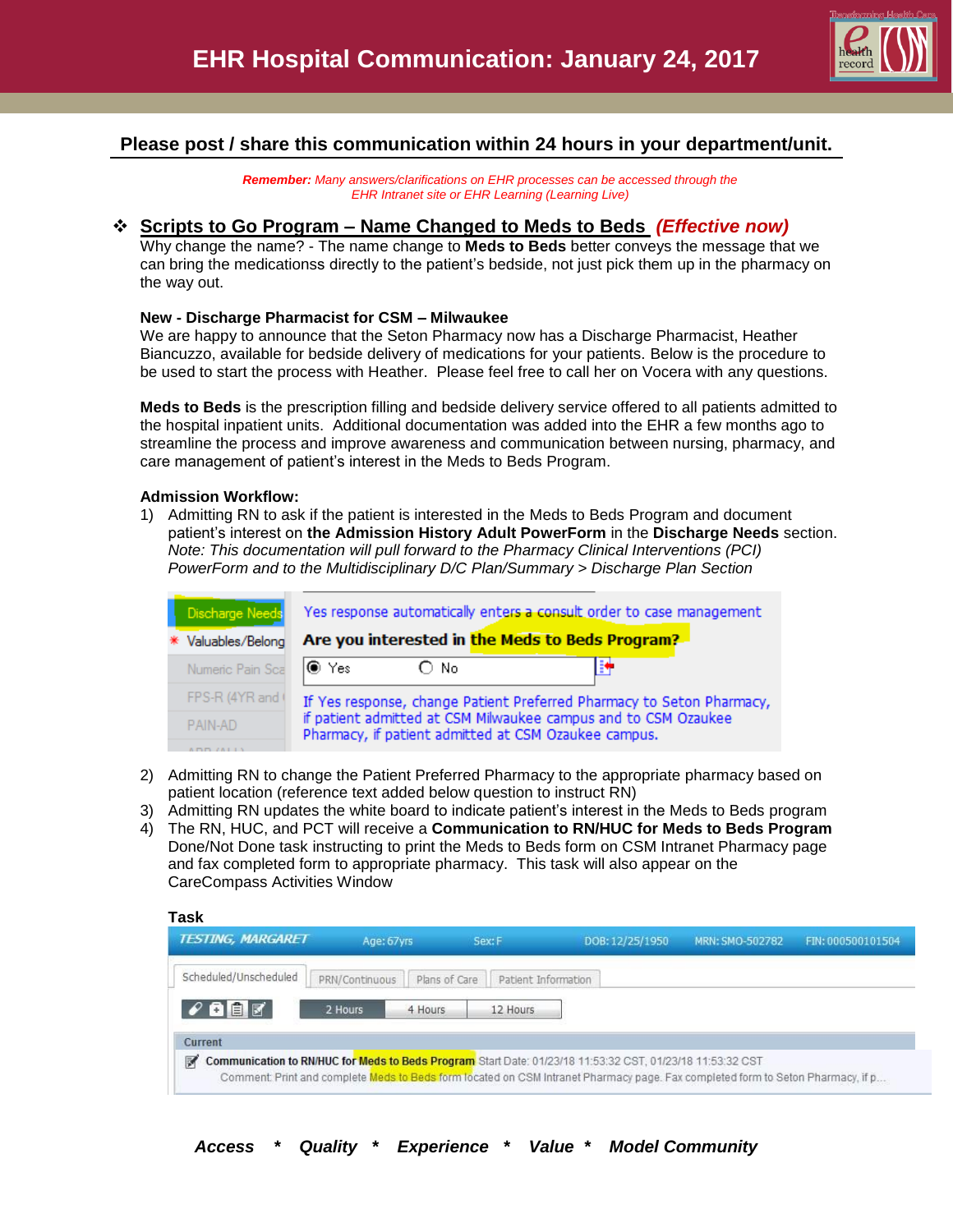# EHR Hospital Communication: January 24, 2017

**Please post / share this communication within 24 hours in your department/unit.**

***Remember:*** *Many answers/clarifications on EHR processes can be accessed through the EHR Intranet site or EHR Learning (Learning Live)*

## ❖ Scripts to Go Program – Name Changed to Meds to Beds *(Effective now)*

Why change the name? - The name change to **Meds to Beds** better conveys the message that we can bring the medicationss directly to the patient's bedside, not just pick them up in the pharmacy on the way out.

**New - Discharge Pharmacist for CSM – Milwaukee**

We are happy to announce that the Seton Pharmacy now has a Discharge Pharmacist, Heather Biancuzzo, available for bedside delivery of medications for your patients. Below is the procedure to be used to start the process with Heather. Please feel free to call her on Vocera with any questions.

**Meds to Beds** is the prescription filling and bedside delivery service offered to all patients admitted to the hospital inpatient units. Additional documentation was added into the EHR a few months ago to streamline the process and improve awareness and communication between nursing, pharmacy, and care management of patient's interest in the Meds to Beds Program.

**Admission Workflow:**

1) Admitting RN to ask if the patient is interested in the Meds to Beds Program and document patient's interest on **the Admission History Adult PowerForm** in the **Discharge Needs** section. *Note: This documentation will pull forward to the Pharmacy Clinical Interventions (PCI) PowerForm and to the Multidisciplinary D/C Plan/Summary > Discharge Plan Section*

Discharge Needs | Valuables/Belong | Numeric Pain Sca | FPS-R (4YR and | PAIN-AD

Yes response automatically enters a consult order to case management

**Are you interested in the Meds to Beds Program?**

(●) Yes ( ) No

If Yes response, change Patient Preferred Pharmacy to Seton Pharmacy, if patient admitted at CSM Milwaukee campus and to CSM Ozaukee Pharmacy, if patient admitted at CSM Ozaukee campus.

2) Admitting RN to change the Patient Preferred Pharmacy to the appropriate pharmacy based on patient location (reference text added below question to instruct RN)
3) Admitting RN updates the white board to indicate patient's interest in the Meds to Beds program
4) The RN, HUC, and PCT will receive a **Communication to RN/HUC for Meds to Beds Program** Done/Not Done task instructing to print the Meds to Beds form on CSM Intranet Pharmacy page and fax completed form to appropriate pharmacy. This task will also appear on the CareCompass Activities Window

**Task**

TESTING, MARGARET | Age: 67yrs | Sex: F | DOB: 12/25/1950 | MRN: SMO-502782 | FIN: 000500101504

Scheduled/Unscheduled | PRN/Continuous | Plans of Care | Patient Information

2 Hours | 4 Hours | 12 Hours

Current

Communication to RN/HUC for Meds to Beds Program Start Date: 01/23/18 11:53:32 CST, 01/23/18 11:53:32 CST
Comment: Print and complete Meds to Beds form located on CSM Intranet Pharmacy page. Fax completed form to Seton Pharmacy, if p...

***Access * Quality * Experience * Value * Model Community***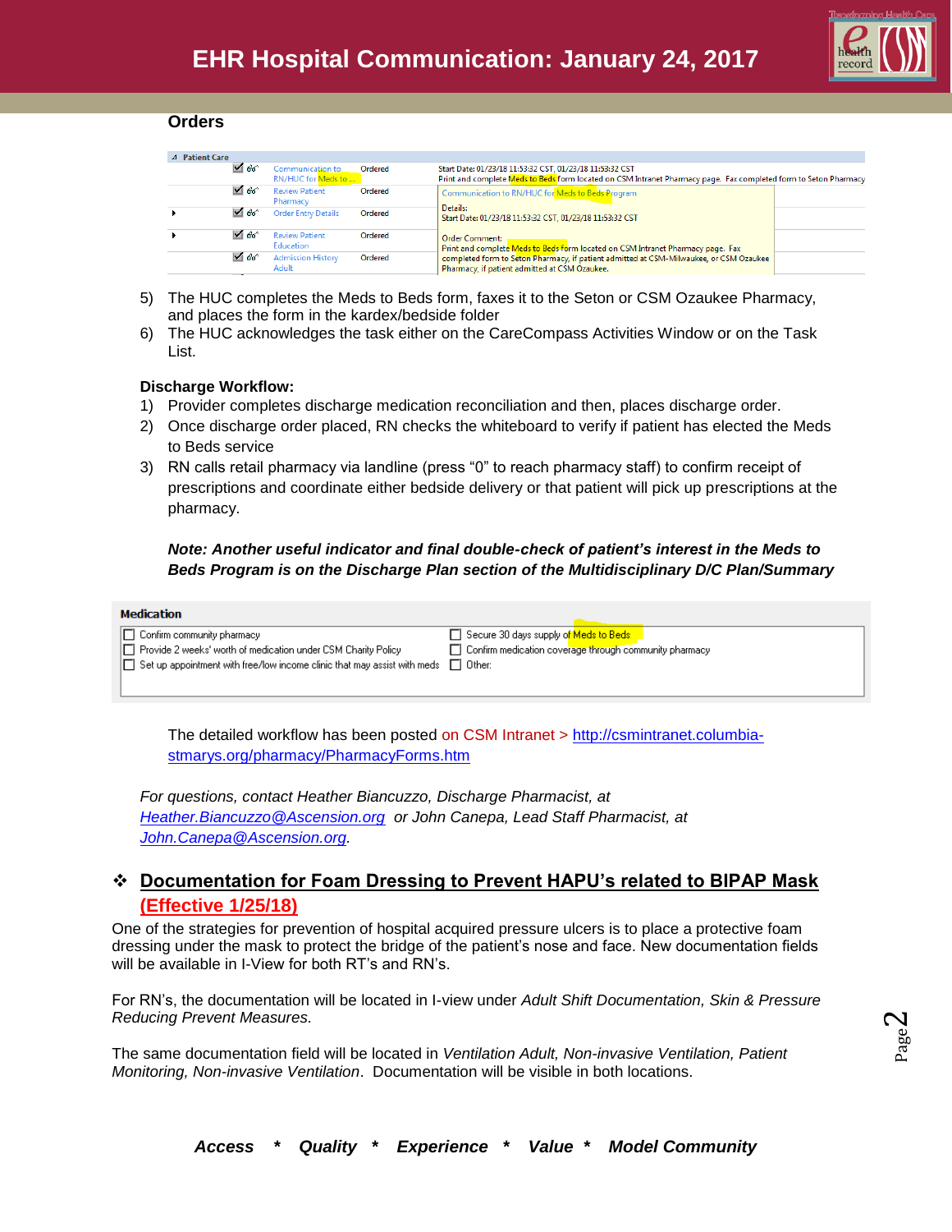**Orders**

| Patient Care | | | |
|---|---|---|---|
| | Communication to RN/HUC for Meds to ... | Ordered | Start Date: 01/23/18 11:53:32 CST, 01/23/18 11:53:32 CST<br>Print and complete Meds to Beds form located on CSM Intranet Pharmacy page. Fax completed form to Seton Pharmacy |
| | Review Patient Pharmacy | Ordered | Communication to RN/HUC for Meds to Beds Program<br>Details:<br>Start Date: 01/23/18 11:53:32 CST, 01/23/18 11:53:32 CST |
| | Order Entry Details | Ordered | |
| | Review Patient Education | Ordered | Order Comment:<br>Print and complete Meds to Beds form located on CSM Intranet Pharmacy page. Fax completed form to Seton Pharmacy, if patient admitted at CSM-Milwaukee, or CSM Ozaukee Pharmacy, if patient admitted at CSM Ozaukee. |
| | Admission History Adult | Ordered | |

5) The HUC completes the Meds to Beds form, faxes it to the Seton or CSM Ozaukee Pharmacy, and places the form in the kardex/bedside folder
6) The HUC acknowledges the task either on the CareCompass Activities Window or on the Task List.

**Discharge Workflow:**

1) Provider completes discharge medication reconciliation and then, places discharge order.
2) Once discharge order placed, RN checks the whiteboard to verify if patient has elected the Meds to Beds service
3) RN calls retail pharmacy via landline (press "0" to reach pharmacy staff) to confirm receipt of prescriptions and coordinate either bedside delivery or that patient will pick up prescriptions at the pharmacy.

***Note: Another useful indicator and final double-check of patient's interest in the Meds to Beds Program is on the Discharge Plan section of the Multidisciplinary D/C Plan/Summary***

**Medication**

| | |
|---|---|
| ☐ Confirm community pharmacy | ☐ Secure 30 days supply of Meds to Beds |
| ☐ Provide 2 weeks' worth of medication under CSM Charity Policy | ☐ Confirm medication coverage through community pharmacy |
| ☐ Set up appointment with free/low income clinic that may assist with meds | ☐ Other: |

The detailed workflow has been posted on CSM Intranet > http://csmintranet.columbia-stmarys.org/pharmacy/PharmacyForms.htm

*For questions, contact Heather Biancuzzo, Discharge Pharmacist, at Heather.Biancuzzo@Ascension.org or John Canepa, Lead Staff Pharmacist, at John.Canepa@Ascension.org.*

## ❖ Documentation for Foam Dressing to Prevent HAPU's related to BIPAP Mask (Effective 1/25/18)

One of the strategies for prevention of hospital acquired pressure ulcers is to place a protective foam dressing under the mask to protect the bridge of the patient's nose and face. New documentation fields will be available in I-View for both RT's and RN's.

For RN's, the documentation will be located in I-view under *Adult Shift Documentation, Skin & Pressure Reducing Prevent Measures*.

The same documentation field will be located in *Ventilation Adult, Non-invasive Ventilation, Patient Monitoring, Non-invasive Ventilation*. Documentation will be visible in both locations.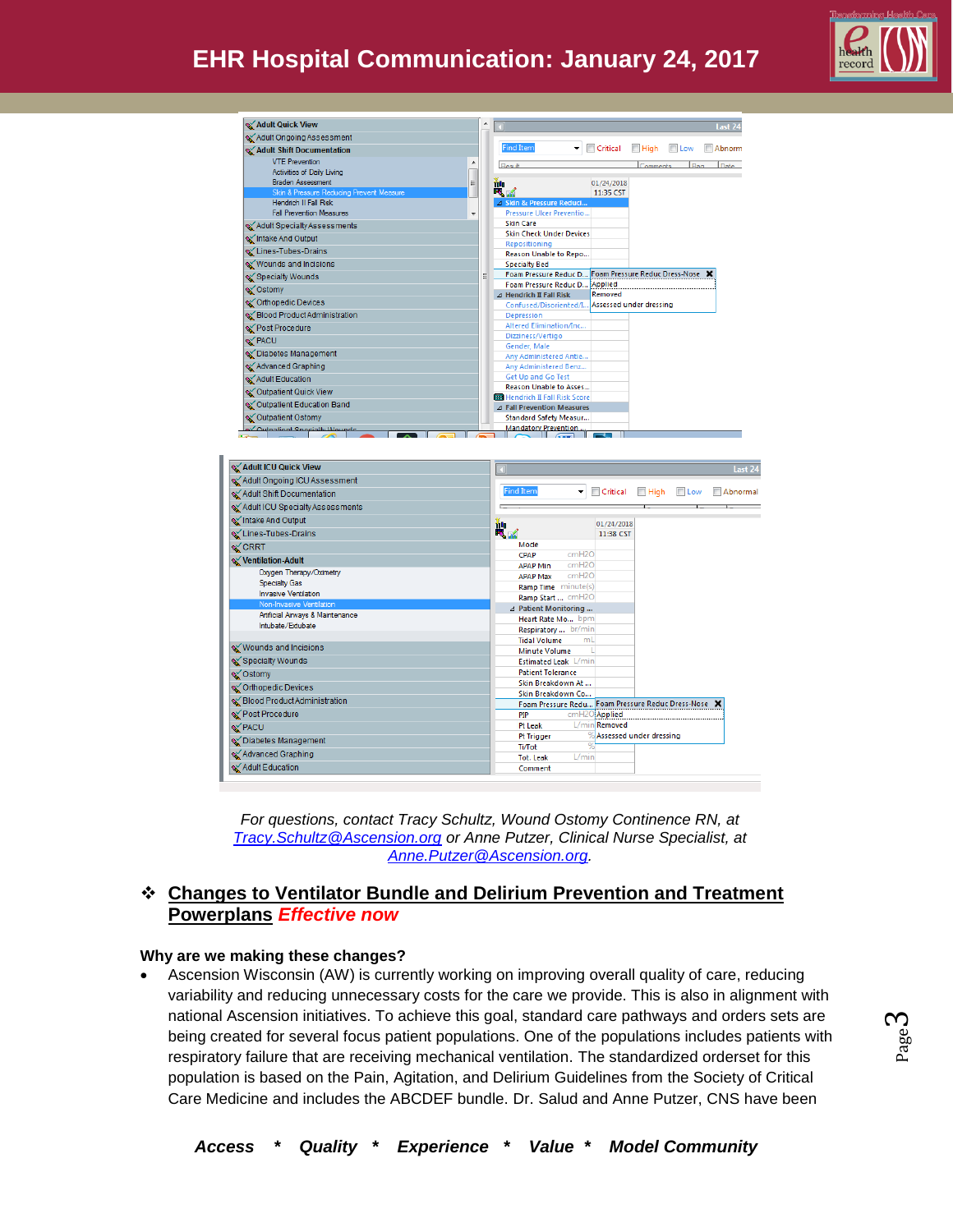For questions, contact Tracy Schultz, Wound Ostomy Continence RN, at Tracy.Schultz@Ascension.org or Anne Putzer, Clinical Nurse Specialist, at Anne.Putzer@Ascension.org.

## ❖ Changes to Ventilator Bundle and Delirium Prevention and Treatment Powerplans *Effective now*

**Why are we making these changes?**

- Ascension Wisconsin (AW) is currently working on improving overall quality of care, reducing variability and reducing unnecessary costs for the care we provide. This is also in alignment with national Ascension initiatives. To achieve this goal, standard care pathways and orders sets are being created for several focus patient populations. One of the populations includes patients with respiratory failure that are receiving mechanical ventilation. The standardized orderset for this population is based on the Pain, Agitation, and Delirium Guidelines from the Society of Critical Care Medicine and includes the ABCDEF bundle. Dr. Salud and Anne Putzer, CNS have been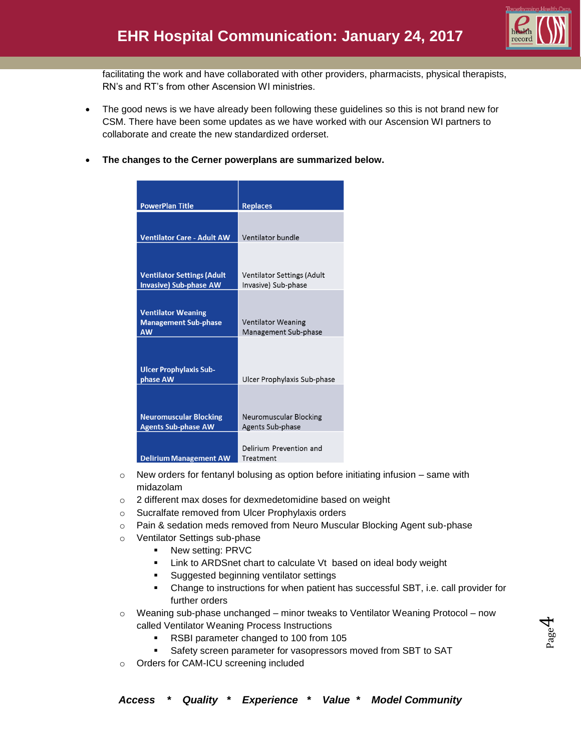facilitating the work and have collaborated with other providers, pharmacists, physical therapists, RN's and RT's from other Ascension WI ministries.

- The good news is we have already been following these guidelines so this is not brand new for CSM. There have been some updates as we have worked with our Ascension WI partners to collaborate and create the new standardized orderset.

- **The changes to the Cerner powerplans are summarized below.**

| PowerPlan Title | Replaces |
|---|---|
| **Ventilator Care - Adult AW** | Ventilator bundle |
| **Ventilator Settings (Adult Invasive) Sub-phase AW** | Ventilator Settings (Adult Invasive) Sub-phase |
| **Ventilator Weaning Management Sub-phase AW** | Ventilator Weaning Management Sub-phase |
| **Ulcer Prophylaxis Sub-phase AW** | Ulcer Prophylaxis Sub-phase |
| **Neuromuscular Blocking Agents Sub-phase AW** | Neuromuscular Blocking Agents Sub-phase |
| **Delirium Management AW** | Delirium Prevention and Treatment |

  - New orders for fentanyl bolusing as option before initiating infusion – same with midazolam
  - 2 different max doses for dexmedetomidine based on weight
  - Sucralfate removed from Ulcer Prophylaxis orders
  - Pain & sedation meds removed from Neuro Muscular Blocking Agent sub-phase
  - Ventilator Settings sub-phase
    - New setting: PRVC
    - Link to ARDSnet chart to calculate Vt based on ideal body weight
    - Suggested beginning ventilator settings
    - Change to instructions for when patient has successful SBT, i.e. call provider for further orders
  - Weaning sub-phase unchanged – minor tweaks to Ventilator Weaning Protocol – now called Ventilator Weaning Process Instructions
    - RSBI parameter changed to 100 from 105
    - Safety screen parameter for vasopressors moved from SBT to SAT
  - Orders for CAM-ICU screening included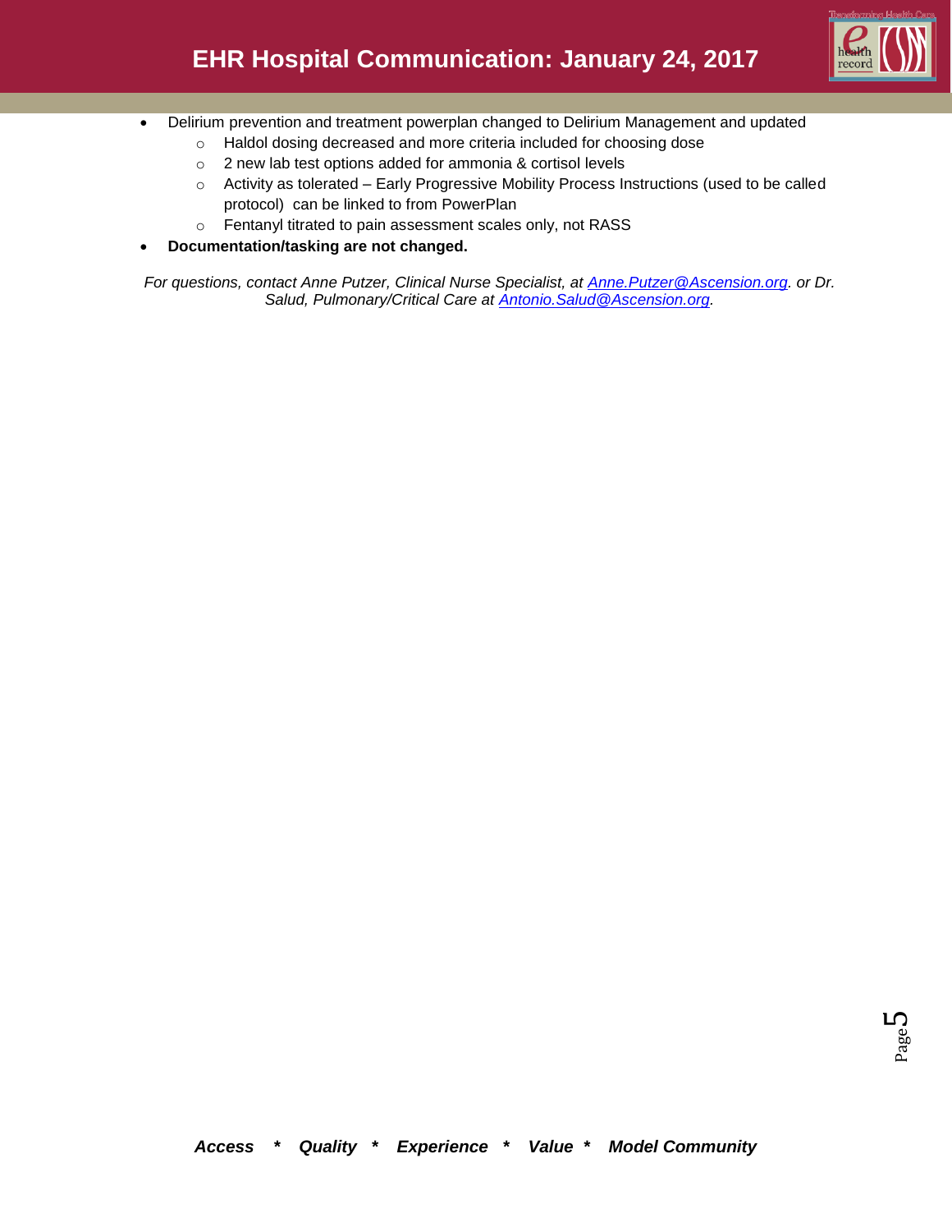- Delirium prevention and treatment powerplan changed to Delirium Management and updated
  - Haldol dosing decreased and more criteria included for choosing dose
  - 2 new lab test options added for ammonia & cortisol levels
  - Activity as tolerated – Early Progressive Mobility Process Instructions (used to be called protocol) can be linked to from PowerPlan
  - Fentanyl titrated to pain assessment scales only, not RASS
- **Documentation/tasking are not changed.**

*For questions, contact Anne Putzer, Clinical Nurse Specialist, at Anne.Putzer@Ascension.org. or Dr. Salud, Pulmonary/Critical Care at Antonio.Salud@Ascension.org.*